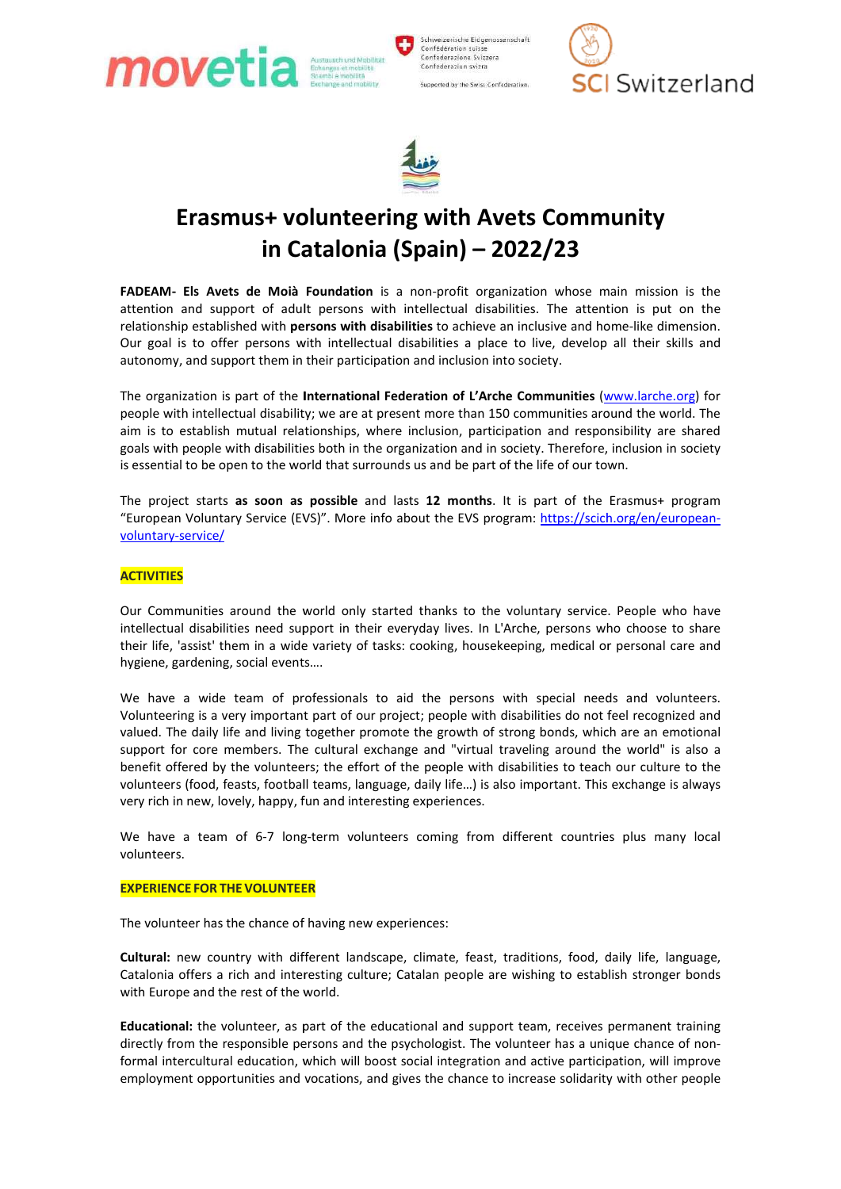# Erasmus+ volunteering with Avets Community in Catalonia (Spain) – 2022/23

**FADEAM- Els Avets de Moià Foundation** is a non-profit organization whose main mission is the attention and support of adult persons with intellectual disabilities. The attention is put on the relationship established with **persons with disabilities** to achieve an inclusive and home-like dimension. Our goal is to offer persons with intellectual disabilities a place to live, develop all their skills and autonomy, and support them in their participation and inclusion into society.

The organization is part of the **International Federation of L'Arche Communities** (www.larche.org) for people with intellectual disability; we are at present more than 150 communities around the world. The aim is to establish mutual relationships, where inclusion, participation and responsibility are shared goals with people with disabilities both in the organization and in society. Therefore, inclusion in society is essential to be open to the world that surrounds us and be part of the life of our town.

The project starts **as soon as possible** and lasts **12 months**. It is part of the Erasmus+ program "European Voluntary Service (EVS)". More info about the EVS program: https://scich.org/en/european-voluntary-service/

## ACTIVITIES

Our Communities around the world only started thanks to the voluntary service. People who have intellectual disabilities need support in their everyday lives. In L'Arche, persons who choose to share their life, 'assist' them in a wide variety of tasks: cooking, housekeeping, medical or personal care and hygiene, gardening, social events….

We have a wide team of professionals to aid the persons with special needs and volunteers. Volunteering is a very important part of our project; people with disabilities do not feel recognized and valued. The daily life and living together promote the growth of strong bonds, which are an emotional support for core members. The cultural exchange and "virtual traveling around the world" is also a benefit offered by the volunteers; the effort of the people with disabilities to teach our culture to the volunteers (food, feasts, football teams, language, daily life…) is also important. This exchange is always very rich in new, lovely, happy, fun and interesting experiences.

We have a team of 6-7 long-term volunteers coming from different countries plus many local volunteers.

## EXPERIENCE FOR THE VOLUNTEER

The volunteer has the chance of having new experiences:

**Cultural:** new country with different landscape, climate, feast, traditions, food, daily life, language, Catalonia offers a rich and interesting culture; Catalan people are wishing to establish stronger bonds with Europe and the rest of the world.

**Educational:** the volunteer, as part of the educational and support team, receives permanent training directly from the responsible persons and the psychologist. The volunteer has a unique chance of non-formal intercultural education, which will boost social integration and active participation, will improve employment opportunities and vocations, and gives the chance to increase solidarity with other people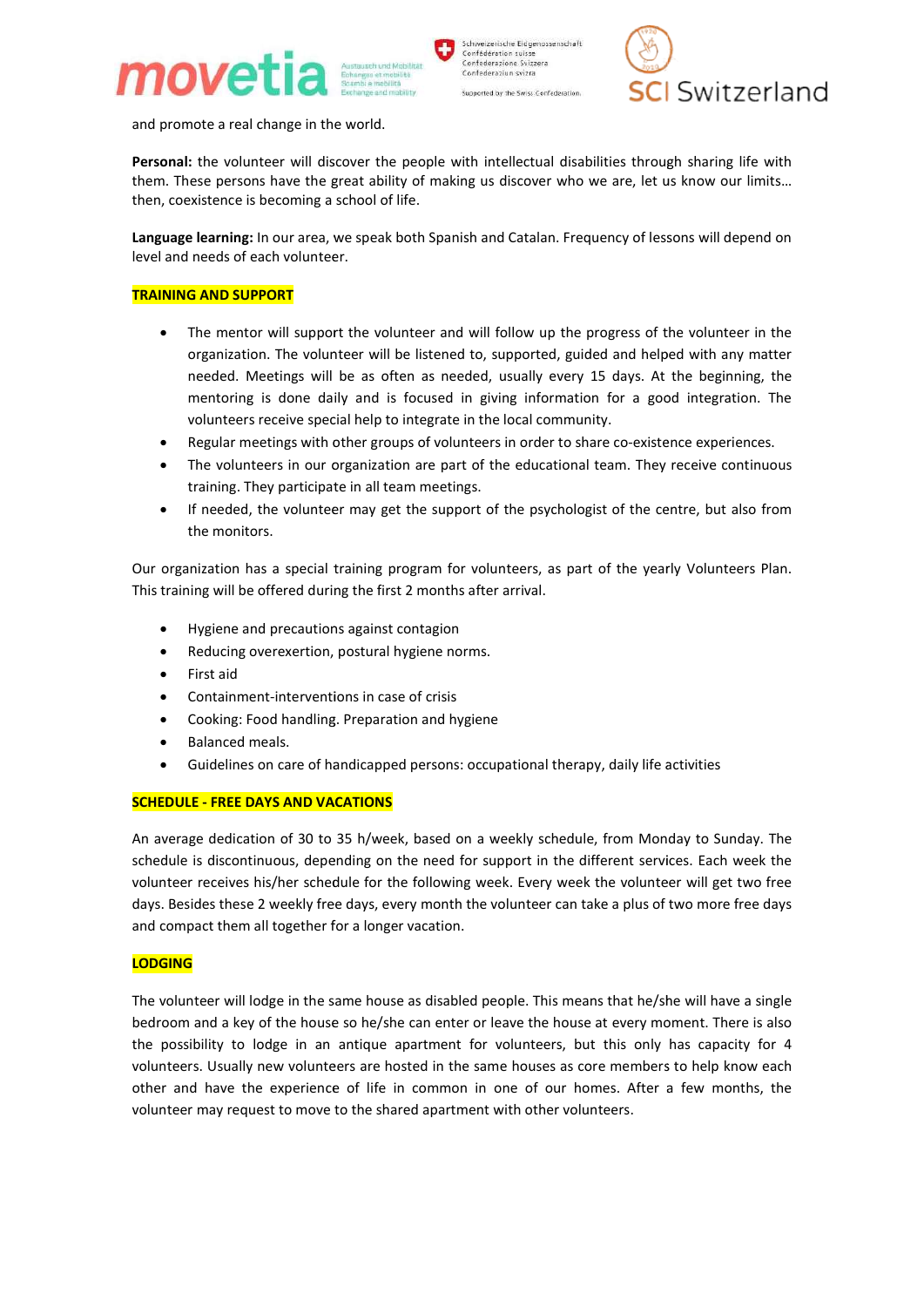and promote a real change in the world.

**Personal:** the volunteer will discover the people with intellectual disabilities through sharing life with them. These persons have the great ability of making us discover who we are, let us know our limits… then, coexistence is becoming a school of life.

**Language learning:** In our area, we speak both Spanish and Catalan. Frequency of lessons will depend on level and needs of each volunteer.

**TRAINING AND SUPPORT**

- The mentor will support the volunteer and will follow up the progress of the volunteer in the organization. The volunteer will be listened to, supported, guided and helped with any matter needed. Meetings will be as often as needed, usually every 15 days. At the beginning, the mentoring is done daily and is focused in giving information for a good integration. The volunteers receive special help to integrate in the local community.
- Regular meetings with other groups of volunteers in order to share co-existence experiences.
- The volunteers in our organization are part of the educational team. They receive continuous training. They participate in all team meetings.
- If needed, the volunteer may get the support of the psychologist of the centre, but also from the monitors.

Our organization has a special training program for volunteers, as part of the yearly Volunteers Plan. This training will be offered during the first 2 months after arrival.

- Hygiene and precautions against contagion
- Reducing overexertion, postural hygiene norms.
- First aid
- Containment-interventions in case of crisis
- Cooking: Food handling. Preparation and hygiene
- Balanced meals.
- Guidelines on care of handicapped persons: occupational therapy, daily life activities

**SCHEDULE - FREE DAYS AND VACATIONS**

An average dedication of 30 to 35 h/week, based on a weekly schedule, from Monday to Sunday. The schedule is discontinuous, depending on the need for support in the different services. Each week the volunteer receives his/her schedule for the following week. Every week the volunteer will get two free days. Besides these 2 weekly free days, every month the volunteer can take a plus of two more free days and compact them all together for a longer vacation.

**LODGING**

The volunteer will lodge in the same house as disabled people. This means that he/she will have a single bedroom and a key of the house so he/she can enter or leave the house at every moment. There is also the possibility to lodge in an antique apartment for volunteers, but this only has capacity for 4 volunteers. Usually new volunteers are hosted in the same houses as core members to help know each other and have the experience of life in common in one of our homes. After a few months, the volunteer may request to move to the shared apartment with other volunteers.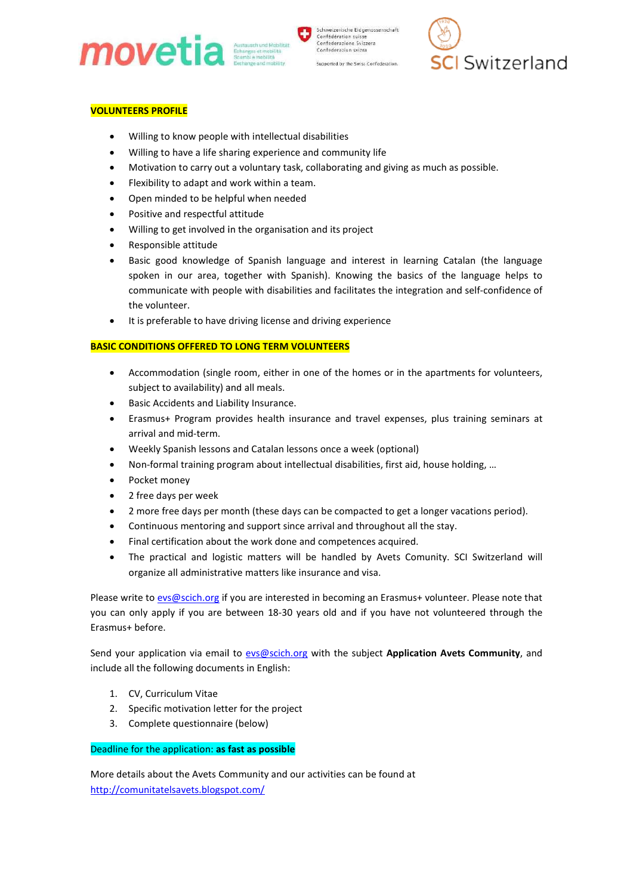**VOLUNTEERS PROFILE**

- Willing to know people with intellectual disabilities
- Willing to have a life sharing experience and community life
- Motivation to carry out a voluntary task, collaborating and giving as much as possible.
- Flexibility to adapt and work within a team.
- Open minded to be helpful when needed
- Positive and respectful attitude
- Willing to get involved in the organisation and its project
- Responsible attitude
- Basic good knowledge of Spanish language and interest in learning Catalan (the language spoken in our area, together with Spanish). Knowing the basics of the language helps to communicate with people with disabilities and facilitates the integration and self-confidence of the volunteer.
- It is preferable to have driving license and driving experience

**BASIC CONDITIONS OFFERED TO LONG TERM VOLUNTEERS**

- Accommodation (single room, either in one of the homes or in the apartments for volunteers, subject to availability) and all meals.
- Basic Accidents and Liability Insurance.
- Erasmus+ Program provides health insurance and travel expenses, plus training seminars at arrival and mid-term.
- Weekly Spanish lessons and Catalan lessons once a week (optional)
- Non-formal training program about intellectual disabilities, first aid, house holding, …
- Pocket money
- 2 free days per week
- 2 more free days per month (these days can be compacted to get a longer vacations period).
- Continuous mentoring and support since arrival and throughout all the stay.
- Final certification about the work done and competences acquired.
- The practical and logistic matters will be handled by Avets Comunity. SCI Switzerland will organize all administrative matters like insurance and visa.

Please write to evs@scich.org if you are interested in becoming an Erasmus+ volunteer. Please note that you can only apply if you are between 18-30 years old and if you have not volunteered through the Erasmus+ before.

Send your application via email to evs@scich.org with the subject **Application Avets Community**, and include all the following documents in English:

1. CV, Curriculum Vitae
2. Specific motivation letter for the project
3. Complete questionnaire (below)

Deadline for the application: **as fast as possible**

More details about the Avets Community and our activities can be found at
http://comunitatelsavets.blogspot.com/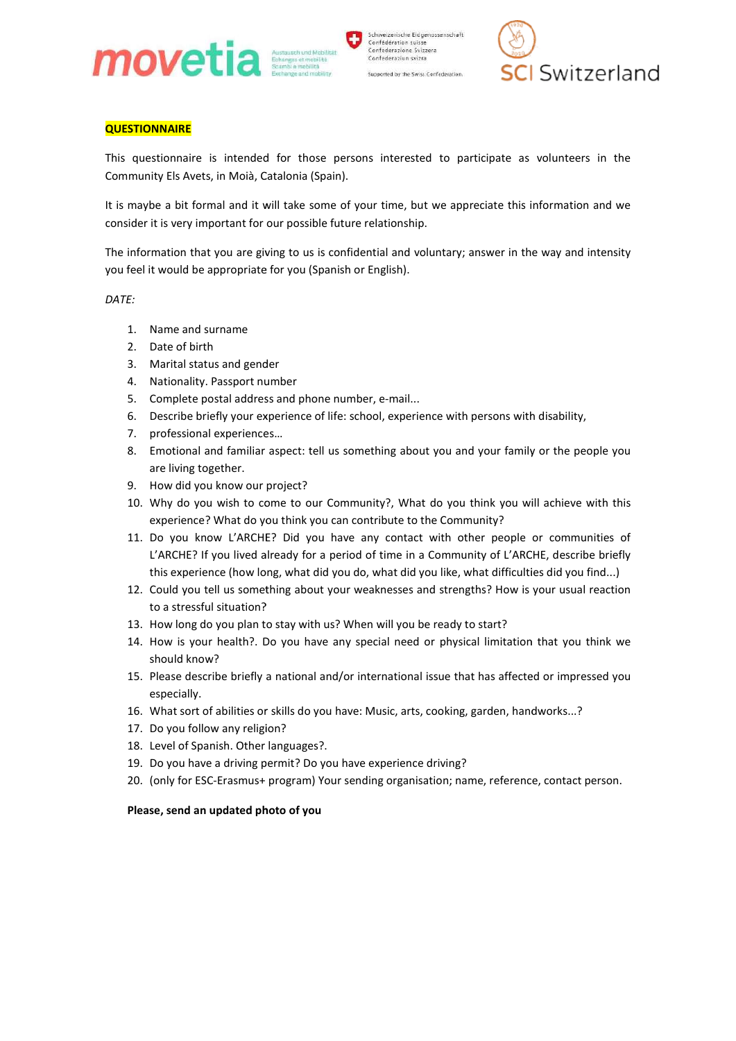**QUESTIONNAIRE**

This questionnaire is intended for those persons interested to participate as volunteers in the Community Els Avets, in Moià, Catalonia (Spain).

It is maybe a bit formal and it will take some of your time, but we appreciate this information and we consider it is very important for our possible future relationship.

The information that you are giving to us is confidential and voluntary; answer in the way and intensity you feel it would be appropriate for you (Spanish or English).

*DATE:*

1. Name and surname
2. Date of birth
3. Marital status and gender
4. Nationality. Passport number
5. Complete postal address and phone number, e-mail...
6. Describe briefly your experience of life: school, experience with persons with disability,
7. professional experiences…
8. Emotional and familiar aspect: tell us something about you and your family or the people you are living together.
9. How did you know our project?
10. Why do you wish to come to our Community?, What do you think you will achieve with this experience? What do you think you can contribute to the Community?
11. Do you know L'ARCHE? Did you have any contact with other people or communities of L'ARCHE? If you lived already for a period of time in a Community of L'ARCHE, describe briefly this experience (how long, what did you do, what did you like, what difficulties did you find...)
12. Could you tell us something about your weaknesses and strengths? How is your usual reaction to a stressful situation?
13. How long do you plan to stay with us? When will you be ready to start?
14. How is your health?. Do you have any special need or physical limitation that you think we should know?
15. Please describe briefly a national and/or international issue that has affected or impressed you especially.
16. What sort of abilities or skills do you have: Music, arts, cooking, garden, handworks...?
17. Do you follow any religion?
18. Level of Spanish. Other languages?.
19. Do you have a driving permit? Do you have experience driving?
20. (only for ESC-Erasmus+ program) Your sending organisation; name, reference, contact person.

**Please, send an updated photo of you**